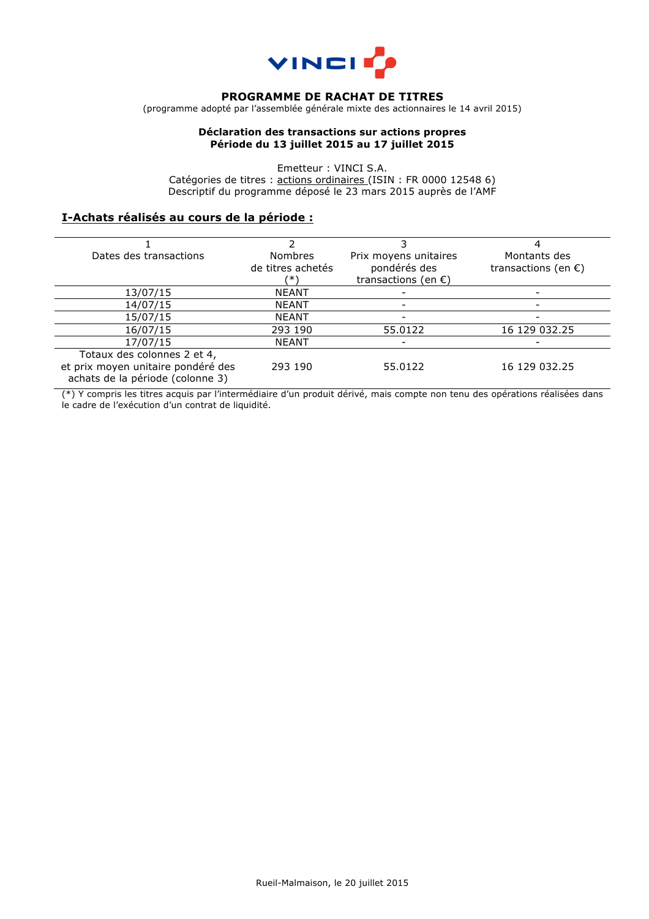VINCI

# PROGRAMME DE RACHAT DE TITRES

(programme adopté par l'assemblée générale mixte des actionnaires le 14 avril 2015)

**Déclaration des transactions sur actions propres**
**Période du 13 juillet 2015 au 17 juillet 2015**

Emetteur : VINCI S.A.
Catégories de titres : actions ordinaires (ISIN : FR 0000 12548 6)
Descriptif du programme déposé le 23 mars 2015 auprès de l'AMF

## I-Achats réalisés au cours de la période :

| 1<br>Dates des transactions | 2<br>Nombres de titres achetés (*) | 3<br>Prix moyens unitaires pondérés des transactions (en €) | 4<br>Montants des transactions (en €) |
|---|---|---|---|
| 13/07/15 | NEANT | - | - |
| 14/07/15 | NEANT | - | - |
| 15/07/15 | NEANT | - | - |
| 16/07/15 | 293 190 | 55.0122 | 16 129 032.25 |
| 17/07/15 | NEANT | - | - |
| Totaux des colonnes 2 et 4, et prix moyen unitaire pondéré des achats de la période (colonne 3) | 293 190 | 55.0122 | 16 129 032.25 |

(*) Y compris les titres acquis par l'intermédiaire d'un produit dérivé, mais compte non tenu des opérations réalisées dans le cadre de l'exécution d'un contrat de liquidité.

Rueil-Malmaison, le 20 juillet 2015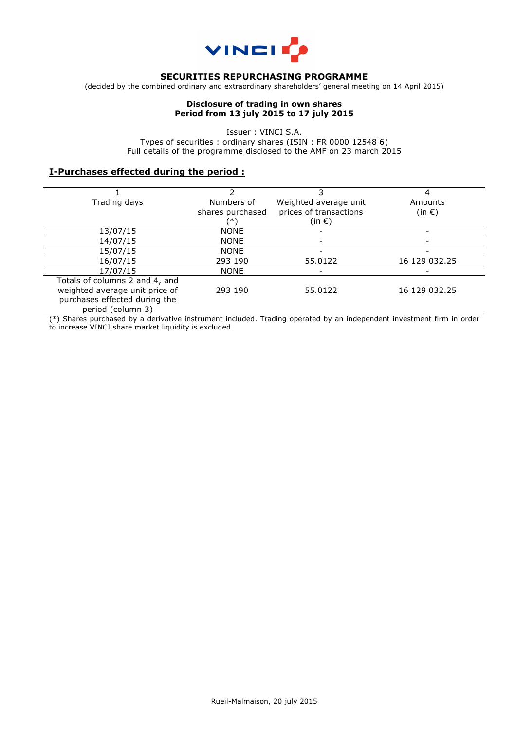# SECURITIES REPURCHASING PROGRAMME

(decided by the combined ordinary and extraordinary shareholders' general meeting on 14 April 2015)

**Disclosure of trading in own shares**
**Period from 13 july 2015 to 17 july 2015**

Issuer : VINCI S.A.
Types of securities : ordinary shares (ISIN : FR 0000 12548 6)
Full details of the programme disclosed to the AMF on 23 march 2015

## I-Purchases effected during the period :

| 1<br>Trading days | 2<br>Numbers of shares purchased (*) | 3<br>Weighted average unit prices of transactions (in €) | 4<br>Amounts (in €) |
|---|---|---|---|
| 13/07/15 | NONE | - | - |
| 14/07/15 | NONE | - | - |
| 15/07/15 | NONE | - | - |
| 16/07/15 | 293 190 | 55.0122 | 16 129 032.25 |
| 17/07/15 | NONE | - | - |
| Totals of columns 2 and 4, and weighted average unit price of purchases effected during the period (column 3) | 293 190 | 55.0122 | 16 129 032.25 |

(*) Shares purchased by a derivative instrument included. Trading operated by an independent investment firm in order to increase VINCI share market liquidity is excluded

Rueil-Malmaison, 20 july 2015